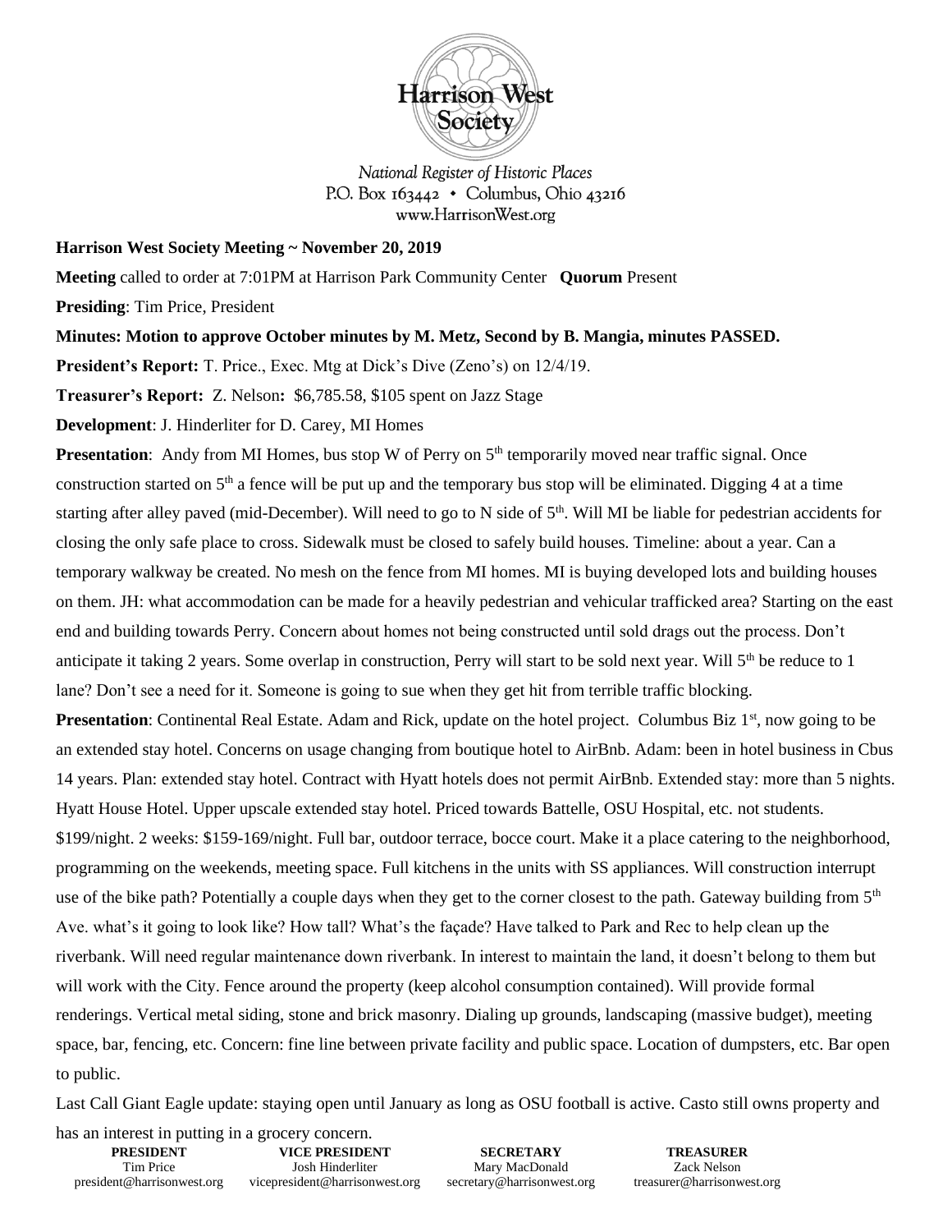Harrison West Society

*National Register of Historic Places*
*P.O. Box 163442 • Columbus, Ohio 43216*
*www.HarrisonWest.org*

**Harrison West Society Meeting ~ November 20, 2019**

**Meeting** called to order at 7:01PM at Harrison Park Community Center **Quorum** Present

**Presiding**: Tim Price, President

**Minutes: Motion to approve October minutes by M. Metz, Second by B. Mangia, minutes PASSED.**

**President's Report:** T. Price., Exec. Mtg at Dick's Dive (Zeno's) on 12/4/19.

**Treasurer's Report:** Z. Nelson**:** \$6,785.58, \$105 spent on Jazz Stage

**Development**: J. Hinderliter for D. Carey, MI Homes

**Presentation**: Andy from MI Homes, bus stop W of Perry on 5th temporarily moved near traffic signal. Once construction started on 5th a fence will be put up and the temporary bus stop will be eliminated. Digging 4 at a time starting after alley paved (mid-December). Will need to go to N side of 5th. Will MI be liable for pedestrian accidents for closing the only safe place to cross. Sidewalk must be closed to safely build houses. Timeline: about a year. Can a temporary walkway be created. No mesh on the fence from MI homes. MI is buying developed lots and building houses on them. JH: what accommodation can be made for a heavily pedestrian and vehicular trafficked area? Starting on the east end and building towards Perry. Concern about homes not being constructed until sold drags out the process. Don't anticipate it taking 2 years. Some overlap in construction, Perry will start to be sold next year. Will 5th be reduce to 1 lane? Don't see a need for it. Someone is going to sue when they get hit from terrible traffic blocking.

**Presentation**: Continental Real Estate. Adam and Rick, update on the hotel project. Columbus Biz 1st, now going to be an extended stay hotel. Concerns on usage changing from boutique hotel to AirBnb. Adam: been in hotel business in Cbus 14 years. Plan: extended stay hotel. Contract with Hyatt hotels does not permit AirBnb. Extended stay: more than 5 nights. Hyatt House Hotel. Upper upscale extended stay hotel. Priced towards Battelle, OSU Hospital, etc. not students. \$199/night. 2 weeks: \$159-169/night. Full bar, outdoor terrace, bocce court. Make it a place catering to the neighborhood, programming on the weekends, meeting space. Full kitchens in the units with SS appliances. Will construction interrupt use of the bike path? Potentially a couple days when they get to the corner closest to the path. Gateway building from 5th Ave. what's it going to look like? How tall? What's the façade? Have talked to Park and Rec to help clean up the riverbank. Will need regular maintenance down riverbank. In interest to maintain the land, it doesn't belong to them but will work with the City. Fence around the property (keep alcohol consumption contained). Will provide formal renderings. Vertical metal siding, stone and brick masonry. Dialing up grounds, landscaping (massive budget), meeting space, bar, fencing, etc. Concern: fine line between private facility and public space. Location of dumpsters, etc. Bar open to public.

Last Call Giant Eagle update: staying open until January as long as OSU football is active. Casto still owns property and has an interest in putting in a grocery concern.

| PRESIDENT | VICE PRESIDENT | SECRETARY | TREASURER |
|---|---|---|---|
| Tim Price | Josh Hinderliter | Mary MacDonald | Zack Nelson |
| president@harrisonwest.org | vicepresident@harrisonwest.org | secretary@harrisonwest.org | treasurer@harrisonwest.org |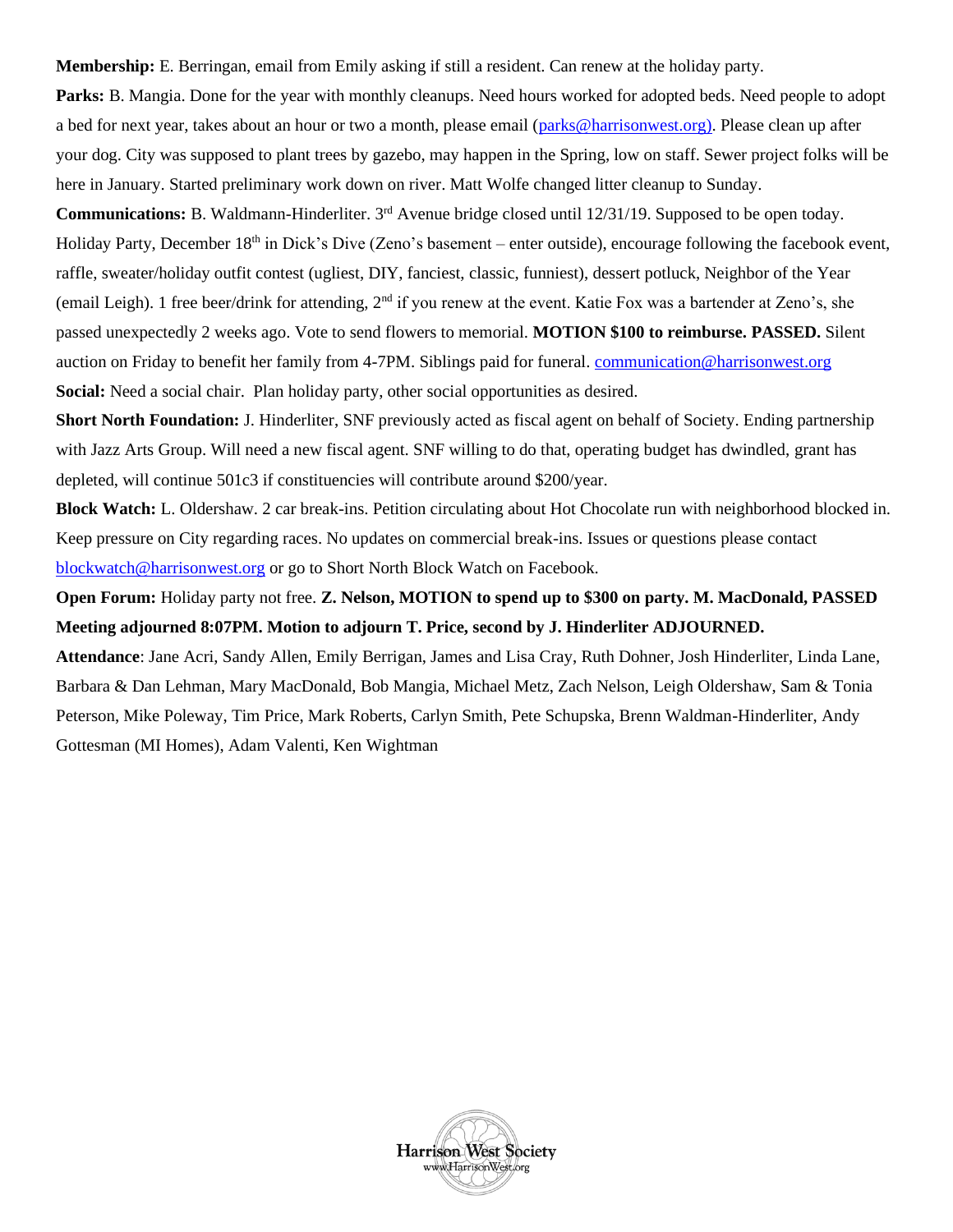**Membership:** E. Berringan, email from Emily asking if still a resident. Can renew at the holiday party.

**Parks:** B. Mangia. Done for the year with monthly cleanups. Need hours worked for adopted beds. Need people to adopt a bed for next year, takes about an hour or two a month, please email (parks@harrisonwest.org). Please clean up after your dog. City was supposed to plant trees by gazebo, may happen in the Spring, low on staff. Sewer project folks will be here in January. Started preliminary work down on river. Matt Wolfe changed litter cleanup to Sunday.

**Communications:** B. Waldmann-Hinderliter. 3rd Avenue bridge closed until 12/31/19. Supposed to be open today. Holiday Party, December 18th in Dick's Dive (Zeno's basement – enter outside), encourage following the facebook event, raffle, sweater/holiday outfit contest (ugliest, DIY, fanciest, classic, funniest), dessert potluck, Neighbor of the Year (email Leigh). 1 free beer/drink for attending, 2nd if you renew at the event. Katie Fox was a bartender at Zeno's, she passed unexpectedly 2 weeks ago. Vote to send flowers to memorial. **MOTION $100 to reimburse. PASSED.** Silent auction on Friday to benefit her family from 4-7PM. Siblings paid for funeral. communication@harrisonwest.org

**Social:** Need a social chair. Plan holiday party, other social opportunities as desired.

**Short North Foundation:** J. Hinderliter, SNF previously acted as fiscal agent on behalf of Society. Ending partnership with Jazz Arts Group. Will need a new fiscal agent. SNF willing to do that, operating budget has dwindled, grant has depleted, will continue 501c3 if constituencies will contribute around $200/year.

**Block Watch:** L. Oldershaw. 2 car break-ins. Petition circulating about Hot Chocolate run with neighborhood blocked in. Keep pressure on City regarding races. No updates on commercial break-ins. Issues or questions please contact blockwatch@harrisonwest.org or go to Short North Block Watch on Facebook.

**Open Forum:** Holiday party not free. **Z. Nelson, MOTION to spend up to $300 on party. M. MacDonald, PASSED**

**Meeting adjourned 8:07PM. Motion to adjourn T. Price, second by J. Hinderliter ADJOURNED.**

**Attendance**: Jane Acri, Sandy Allen, Emily Berrigan, James and Lisa Cray, Ruth Dohner, Josh Hinderliter, Linda Lane, Barbara & Dan Lehman, Mary MacDonald, Bob Mangia, Michael Metz, Zach Nelson, Leigh Oldershaw, Sam & Tonia Peterson, Mike Poleway, Tim Price, Mark Roberts, Carlyn Smith, Pete Schupska, Brenn Waldman-Hinderliter, Andy Gottesman (MI Homes), Adam Valenti, Ken Wightman

Harrison West Society
www.HarrisonWest.org